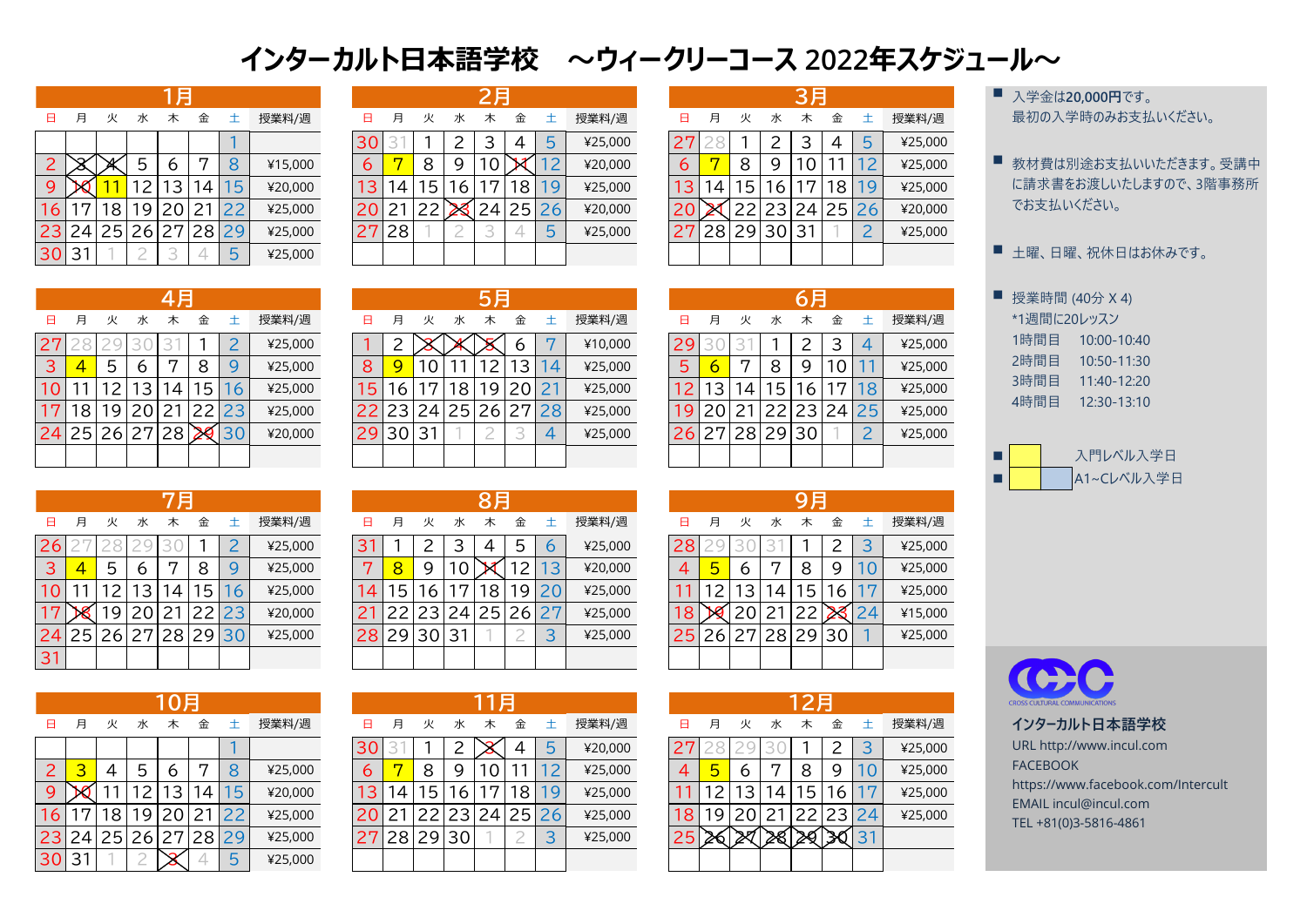# インターカルト日本語学校　～ウィークリーコース 2022年スケジュール～

## 1月

| 日 | 月 | 火 | 水 | 木 | 金 | 土 | 授業料/週 |
|---|---|---|---|---|---|---|---|
| | | | | | | 1 | |
| 2 | ~~3~~ | ~~4~~ | 5 | 6 | 7 | 8 | ¥15,000 |
| 9 | ~~10~~ | 11 | 12 | 13 | 14 | 15 | ¥20,000 |
| 16 | 17 | 18 | 19 | 20 | 21 | 22 | ¥25,000 |
| 23 | 24 | 25 | 26 | 27 | 28 | 29 | ¥25,000 |
| 30 | 31 | 1 | 2 | 3 | 4 | 5 | ¥25,000 |

## 2月

| 日 | 月 | 火 | 水 | 木 | 金 | 土 | 授業料/週 |
|---|---|---|---|---|---|---|---|
| 30 | 31 | 1 | 2 | 3 | 4 | 5 | ¥25,000 |
| 6 | 7 | 8 | 9 | 10 | ~~11~~ | 12 | ¥20,000 |
| 13 | 14 | 15 | 16 | 17 | 18 | 19 | ¥25,000 |
| 20 | 21 | 22 | ~~23~~ | 24 | 25 | 26 | ¥20,000 |
| 27 | 28 | 1 | 2 | 3 | 4 | 5 | ¥25,000 |

## 3月

| 日 | 月 | 火 | 水 | 木 | 金 | 土 | 授業料/週 |
|---|---|---|---|---|---|---|---|
| 27 | 28 | 1 | 2 | 3 | 4 | 5 | ¥25,000 |
| 6 | 7 | 8 | 9 | 10 | 11 | 12 | ¥25,000 |
| 13 | 14 | 15 | 16 | 17 | 18 | 19 | ¥25,000 |
| 20 | ~~21~~ | 22 | 23 | 24 | 25 | 26 | ¥20,000 |
| 27 | 28 | 29 | 30 | 31 | 1 | 2 | ¥25,000 |

## 4月

| 日 | 月 | 火 | 水 | 木 | 金 | 土 | 授業料/週 |
|---|---|---|---|---|---|---|---|
| 27 | 28 | 29 | 30 | 31 | 1 | 2 | ¥25,000 |
| 3 | 4 | 5 | 6 | 7 | 8 | 9 | ¥25,000 |
| 10 | 11 | 12 | 13 | 14 | 15 | 16 | ¥25,000 |
| 17 | 18 | 19 | 20 | 21 | 22 | 23 | ¥25,000 |
| 24 | 25 | 26 | 27 | 28 | ~~29~~ | 30 | ¥20,000 |

## 5月

| 日 | 月 | 火 | 水 | 木 | 金 | 土 | 授業料/週 |
|---|---|---|---|---|---|---|---|
| 1 | 2 | ~~3~~ | ~~4~~ | ~~5~~ | 6 | 7 | ¥10,000 |
| 8 | 9 | 10 | 11 | 12 | 13 | 14 | ¥25,000 |
| 15 | 16 | 17 | 18 | 19 | 20 | 21 | ¥25,000 |
| 22 | 23 | 24 | 25 | 26 | 27 | 28 | ¥25,000 |
| 29 | 30 | 31 | 1 | 2 | 3 | 4 | ¥25,000 |

## 6月

| 日 | 月 | 火 | 水 | 木 | 金 | 土 | 授業料/週 |
|---|---|---|---|---|---|---|---|
| 29 | 30 | 31 | 1 | 2 | 3 | 4 | ¥25,000 |
| 5 | 6 | 7 | 8 | 9 | 10 | 11 | ¥25,000 |
| 12 | 13 | 14 | 15 | 16 | 17 | 18 | ¥25,000 |
| 19 | 20 | 21 | 22 | 23 | 24 | 25 | ¥25,000 |
| 26 | 27 | 28 | 29 | 30 | 1 | 2 | ¥25,000 |

## 7月

| 日 | 月 | 火 | 水 | 木 | 金 | 土 | 授業料/週 |
|---|---|---|---|---|---|---|---|
| 26 | 27 | 28 | 29 | 30 | 1 | 2 | ¥25,000 |
| 3 | 4 | 5 | 6 | 7 | 8 | 9 | ¥25,000 |
| 10 | 11 | 12 | 13 | 14 | 15 | 16 | ¥25,000 |
| 17 | ~~18~~ | 19 | 20 | 21 | 22 | 23 | ¥20,000 |
| 24 | 25 | 26 | 27 | 28 | 29 | 30 | ¥25,000 |
| 31 | | | | | | | |

## 8月

| 日 | 月 | 火 | 水 | 木 | 金 | 土 | 授業料/週 |
|---|---|---|---|---|---|---|---|
| 31 | 1 | 2 | 3 | 4 | 5 | 6 | ¥25,000 |
| 7 | 8 | 9 | 10 | ~~11~~ | 12 | 13 | ¥20,000 |
| 14 | 15 | 16 | 17 | 18 | 19 | 20 | ¥25,000 |
| 21 | 22 | 23 | 24 | 25 | 26 | 27 | ¥25,000 |
| 28 | 29 | 30 | 31 | 1 | 2 | 3 | ¥25,000 |

## 9月

| 日 | 月 | 火 | 水 | 木 | 金 | 土 | 授業料/週 |
|---|---|---|---|---|---|---|---|
| 28 | 29 | 30 | 31 | 1 | 2 | 3 | ¥25,000 |
| 4 | 5 | 6 | 7 | 8 | 9 | 10 | ¥25,000 |
| 11 | 12 | 13 | 14 | 15 | 16 | 17 | ¥25,000 |
| 18 | ~~19~~ | 20 | 21 | 22 | ~~23~~ | 24 | ¥15,000 |
| 25 | 26 | 27 | 28 | 29 | 30 | 1 | ¥25,000 |

## 10月

| 日 | 月 | 火 | 水 | 木 | 金 | 土 | 授業料/週 |
|---|---|---|---|---|---|---|---|
| | | | | | | 1 | |
| 2 | 3 | 4 | 5 | 6 | 7 | 8 | ¥25,000 |
| 9 | ~~10~~ | 11 | 12 | 13 | 14 | 15 | ¥20,000 |
| 16 | 17 | 18 | 19 | 20 | 21 | 22 | ¥25,000 |
| 23 | 24 | 25 | 26 | 27 | 28 | 29 | ¥25,000 |
| 30 | 31 | 1 | 2 | ~~3~~ | 4 | 5 | ¥25,000 |

## 11月

| 日 | 月 | 火 | 水 | 木 | 金 | 土 | 授業料/週 |
|---|---|---|---|---|---|---|---|
| 30 | 31 | 1 | 2 | ~~3~~ | 4 | 5 | ¥20,000 |
| 6 | 7 | 8 | 9 | 10 | 11 | 12 | ¥25,000 |
| 13 | 14 | 15 | 16 | 17 | 18 | 19 | ¥25,000 |
| 20 | 21 | 22 | 23 | 24 | 25 | 26 | ¥25,000 |
| 27 | 28 | 29 | 30 | 1 | 2 | 3 | ¥25,000 |

## 12月

| 日 | 月 | 火 | 水 | 木 | 金 | 土 | 授業料/週 |
|---|---|---|---|---|---|---|---|
| 27 | 28 | 29 | 30 | 1 | 2 | 3 | ¥25,000 |
| 4 | 5 | 6 | 7 | 8 | 9 | 10 | ¥25,000 |
| 11 | 12 | 13 | 14 | 15 | 16 | 17 | ¥25,000 |
| 18 | 19 | 20 | 21 | 22 | 23 | 24 | ¥25,000 |
| 25 | ~~26~~ | ~~27~~ | ~~28~~ | ~~29~~ | ~~30~~ | 31 | |

- 入学金は**20,000円**です。
  最初の入学時のみお支払いください。
- 教材費は別途お支払いいただきます。受講中に請求書をお渡しいたしますので、3階事務所でお支払いください。
- 土曜、日曜、祝休日はお休みです。
- 授業時間 (40分 X 4)
  *1週間に20レッスン
  1時間目　10:00-10:40
  2時間目　10:50-11:30
  3時間目　11:40-12:20
  4時間目　12:30-13:10
- 入門レベル入学日 (黄色)
- A1~Cレベル入学日 (黄色・青色)

CROSS CULTURAL COMMUNICATIONS

**インターカルト日本語学校**
URL http://www.incul.com
FACEBOOK
https://www.facebook.com/Intercult
EMAIL incul@incul.com
TEL +81(0)3-5816-4861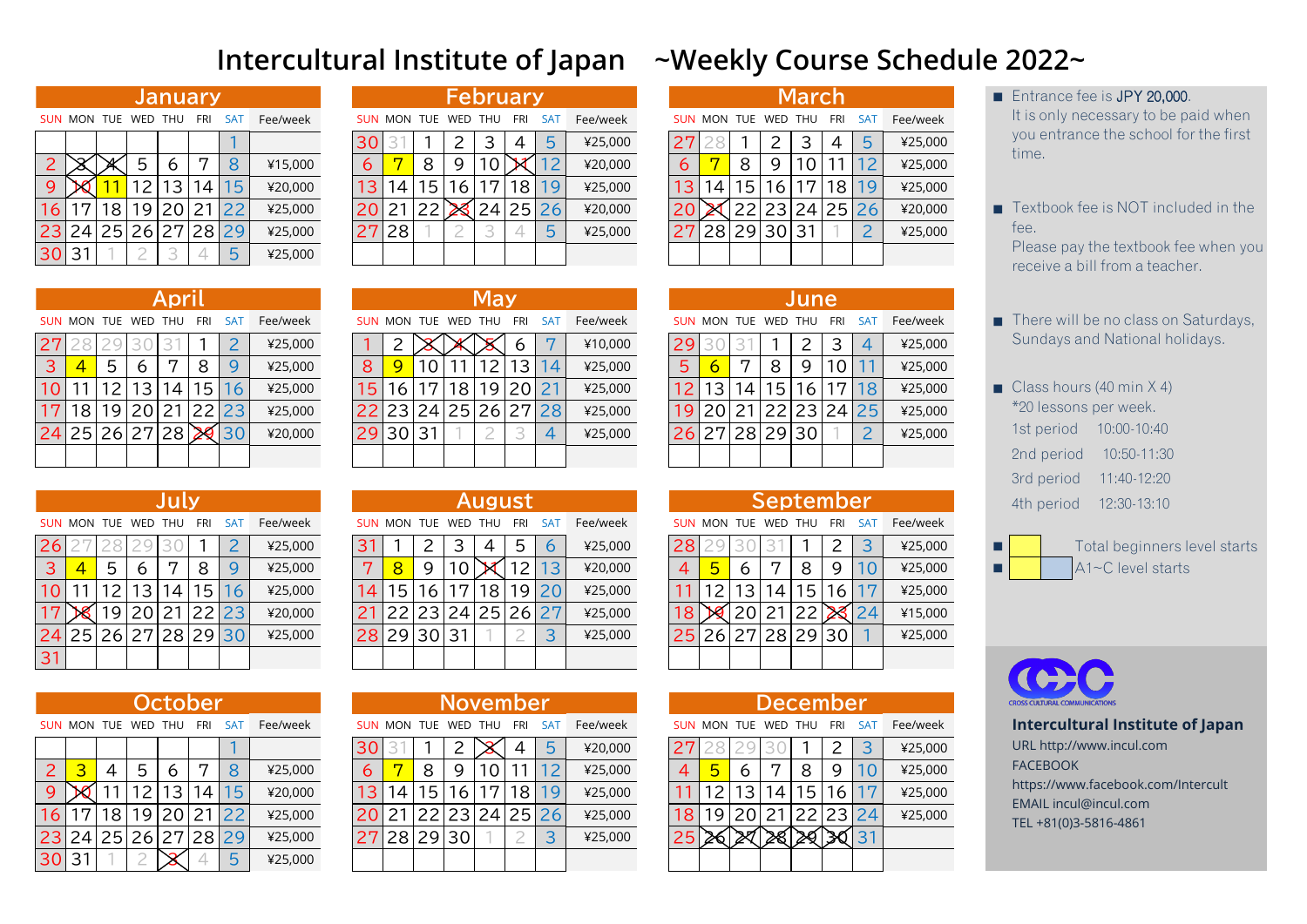# Intercultural Institute of Japan ~Weekly Course Schedule 2022~

## January

| SUN | MON | TUE | WED | THU | FRI | SAT | Fee/week |
|---|---|---|---|---|---|---|---|
| | | | | | | 1 | |
| 2 | 3 | 4 | 5 | 6 | 7 | 8 | ¥15,000 |
| 9 | 10 | 11 | 12 | 13 | 14 | 15 | ¥20,000 |
| 16 | 17 | 18 | 19 | 20 | 21 | 22 | ¥25,000 |
| 23 | 24 | 25 | 26 | 27 | 28 | 29 | ¥25,000 |
| 30 | 31 | 1 | 2 | 3 | 4 | 5 | ¥25,000 |

## February

| SUN | MON | TUE | WED | THU | FRI | SAT | Fee/week |
|---|---|---|---|---|---|---|---|
| 30 | 31 | 1 | 2 | 3 | 4 | 5 | ¥25,000 |
| 6 | 7 | 8 | 9 | 10 | 11 | 12 | ¥20,000 |
| 13 | 14 | 15 | 16 | 17 | 18 | 19 | ¥25,000 |
| 20 | 21 | 22 | 23 | 24 | 25 | 26 | ¥20,000 |
| 27 | 28 | 1 | 2 | 3 | 4 | 5 | ¥25,000 |

## March

| SUN | MON | TUE | WED | THU | FRI | SAT | Fee/week |
|---|---|---|---|---|---|---|---|
| 27 | 28 | 1 | 2 | 3 | 4 | 5 | ¥25,000 |
| 6 | 7 | 8 | 9 | 10 | 11 | 12 | ¥25,000 |
| 13 | 14 | 15 | 16 | 17 | 18 | 19 | ¥25,000 |
| 20 | 21 | 22 | 23 | 24 | 25 | 26 | ¥20,000 |
| 27 | 28 | 29 | 30 | 31 | 1 | 2 | ¥25,000 |

## April

| SUN | MON | TUE | WED | THU | FRI | SAT | Fee/week |
|---|---|---|---|---|---|---|---|
| 27 | 28 | 29 | 30 | 31 | 1 | 2 | ¥25,000 |
| 3 | 4 | 5 | 6 | 7 | 8 | 9 | ¥25,000 |
| 10 | 11 | 12 | 13 | 14 | 15 | 16 | ¥25,000 |
| 17 | 18 | 19 | 20 | 21 | 22 | 23 | ¥25,000 |
| 24 | 25 | 26 | 27 | 28 | 29 | 30 | ¥20,000 |

## May

| SUN | MON | TUE | WED | THU | FRI | SAT | Fee/week |
|---|---|---|---|---|---|---|---|
| 1 | 2 | 3 | 4 | 5 | 6 | 7 | ¥10,000 |
| 8 | 9 | 10 | 11 | 12 | 13 | 14 | ¥25,000 |
| 15 | 16 | 17 | 18 | 19 | 20 | 21 | ¥25,000 |
| 22 | 23 | 24 | 25 | 26 | 27 | 28 | ¥25,000 |
| 29 | 30 | 31 | 1 | 2 | 3 | 4 | ¥25,000 |

## June

| SUN | MON | TUE | WED | THU | FRI | SAT | Fee/week |
|---|---|---|---|---|---|---|---|
| 29 | 30 | 31 | 1 | 2 | 3 | 4 | ¥25,000 |
| 5 | 6 | 7 | 8 | 9 | 10 | 11 | ¥25,000 |
| 12 | 13 | 14 | 15 | 16 | 17 | 18 | ¥25,000 |
| 19 | 20 | 21 | 22 | 23 | 24 | 25 | ¥25,000 |
| 26 | 27 | 28 | 29 | 30 | 1 | 2 | ¥25,000 |

## July

| SUN | MON | TUE | WED | THU | FRI | SAT | Fee/week |
|---|---|---|---|---|---|---|---|
| 26 | 27 | 28 | 29 | 30 | 1 | 2 | ¥25,000 |
| 3 | 4 | 5 | 6 | 7 | 8 | 9 | ¥25,000 |
| 10 | 11 | 12 | 13 | 14 | 15 | 16 | ¥25,000 |
| 17 | 18 | 19 | 20 | 21 | 22 | 23 | ¥20,000 |
| 24 | 25 | 26 | 27 | 28 | 29 | 30 | ¥25,000 |
| 31 | | | | | | | |

## August

| SUN | MON | TUE | WED | THU | FRI | SAT | Fee/week |
|---|---|---|---|---|---|---|---|
| 31 | 1 | 2 | 3 | 4 | 5 | 6 | ¥25,000 |
| 7 | 8 | 9 | 10 | 11 | 12 | 13 | ¥20,000 |
| 14 | 15 | 16 | 17 | 18 | 19 | 20 | ¥25,000 |
| 21 | 22 | 23 | 24 | 25 | 26 | 27 | ¥25,000 |
| 28 | 29 | 30 | 31 | 1 | 2 | 3 | ¥25,000 |

## September

| SUN | MON | TUE | WED | THU | FRI | SAT | Fee/week |
|---|---|---|---|---|---|---|---|
| 28 | 29 | 30 | 31 | 1 | 2 | 3 | ¥25,000 |
| 4 | 5 | 6 | 7 | 8 | 9 | 10 | ¥25,000 |
| 11 | 12 | 13 | 14 | 15 | 16 | 17 | ¥25,000 |
| 18 | 19 | 20 | 21 | 22 | 23 | 24 | ¥15,000 |
| 25 | 26 | 27 | 28 | 29 | 30 | 1 | ¥25,000 |

## October

| SUN | MON | TUE | WED | THU | FRI | SAT | Fee/week |
|---|---|---|---|---|---|---|---|
| | | | | | | 1 | |
| 2 | 3 | 4 | 5 | 6 | 7 | 8 | ¥25,000 |
| 9 | 10 | 11 | 12 | 13 | 14 | 15 | ¥20,000 |
| 16 | 17 | 18 | 19 | 20 | 21 | 22 | ¥25,000 |
| 23 | 24 | 25 | 26 | 27 | 28 | 29 | ¥25,000 |
| 30 | 31 | 1 | 2 | 3 | 4 | 5 | ¥25,000 |

## November

| SUN | MON | TUE | WED | THU | FRI | SAT | Fee/week |
|---|---|---|---|---|---|---|---|
| 30 | 31 | 1 | 2 | 3 | 4 | 5 | ¥20,000 |
| 6 | 7 | 8 | 9 | 10 | 11 | 12 | ¥25,000 |
| 13 | 14 | 15 | 16 | 17 | 18 | 19 | ¥25,000 |
| 20 | 21 | 22 | 23 | 24 | 25 | 26 | ¥25,000 |
| 27 | 28 | 29 | 30 | 1 | 2 | 3 | ¥25,000 |

## December

| SUN | MON | TUE | WED | THU | FRI | SAT | Fee/week |
|---|---|---|---|---|---|---|---|
| 27 | 28 | 29 | 30 | 1 | 2 | 3 | ¥25,000 |
| 4 | 5 | 6 | 7 | 8 | 9 | 10 | ¥25,000 |
| 11 | 12 | 13 | 14 | 15 | 16 | 17 | ¥25,000 |
| 18 | 19 | 20 | 21 | 22 | 23 | 24 | ¥25,000 |
| 25 | 26 | 27 | 28 | 29 | 30 | 31 | |

- Entrance fee is JPY 20,000. It is only necessary to be paid when you entrance the school for the first time.
- Textbook fee is NOT included in the fee. Please pay the textbook fee when you receive a bill from a teacher.
- There will be no class on Saturdays, Sundays and National holidays.
- Class hours (40 min X 4)
  *20 lessons per week.
  1st period 10:00-10:40
  2nd period 10:50-11:30
  3rd period 11:40-12:20
  4th period 12:30-13:10
- Total beginners level starts
- A1~C level starts

CROSS CULTURAL COMMUNICATIONS

**Intercultural Institute of Japan**
URL http://www.incul.com
FACEBOOK
https://www.facebook.com/Intercult
EMAIL incul@incul.com
TEL +81(0)3-5816-4861